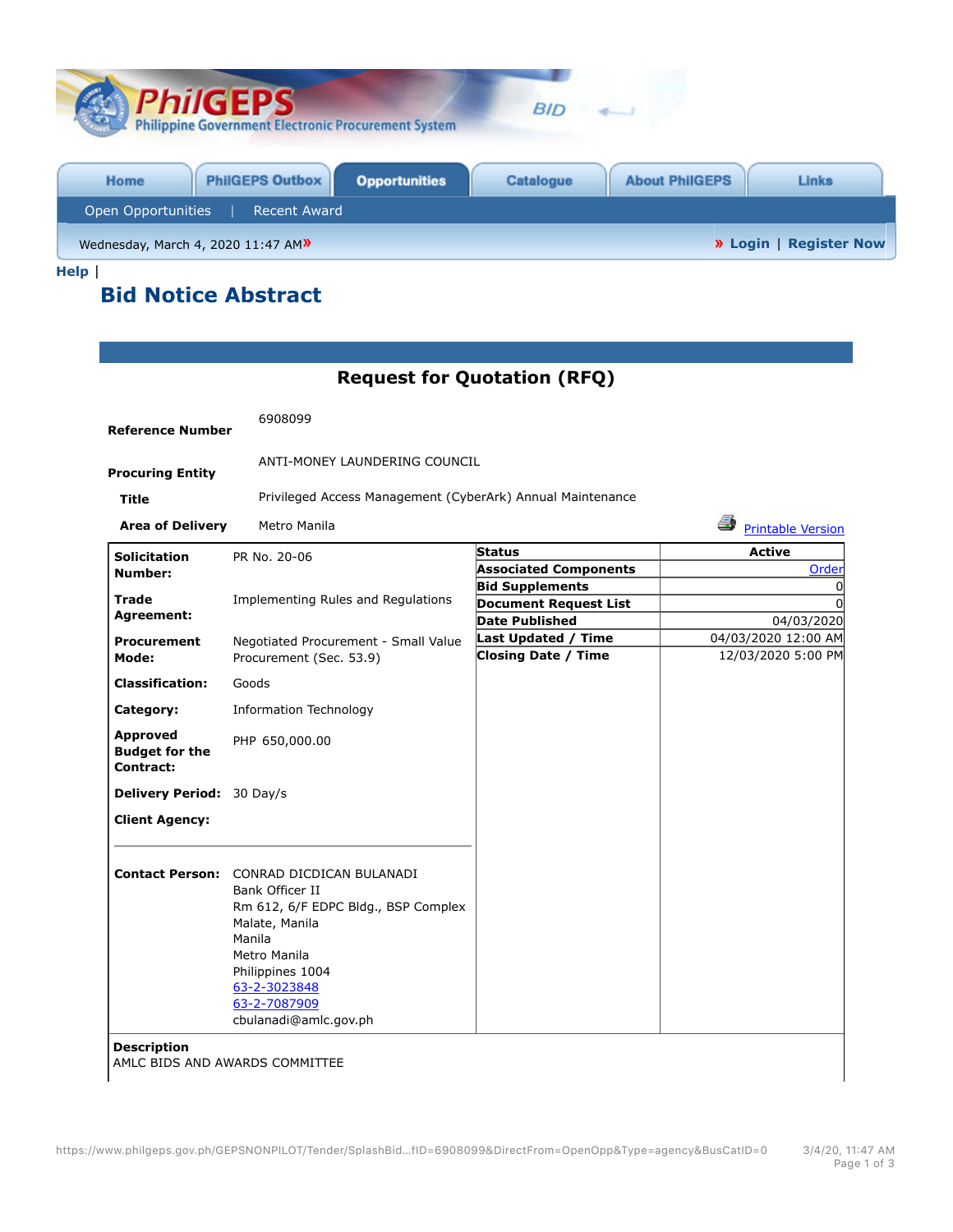PhilGEPS
Philippine Government Electronic Procurement System

Home | PhilGEPS Outbox | Opportunities | Catalogue | About PhilGEPS | Links

Open Opportunities | Recent Award

Wednesday, March 4, 2020 11:47 AM » | » Login | Register Now

**Help** |

# Bid Notice Abstract

## Request for Quotation (RFQ)

| | |
|---|---|
| **Reference Number** | 6908099 |
| **Procuring Entity** | ANTI-MONEY LAUNDERING COUNCIL |
| **Title** | Privileged Access Management (CyberArk) Annual Maintenance |
| **Area of Delivery** | Metro Manila |

Printable Version

| | |
|---|---|
| **Solicitation Number:** | PR No. 20-06 |
| **Trade Agreement:** | Implementing Rules and Regulations |
| **Procurement Mode:** | Negotiated Procurement - Small Value Procurement (Sec. 53.9) |
| **Classification:** | Goods |
| **Category:** | Information Technology |
| **Approved Budget for the Contract:** | PHP 650,000.00 |
| **Delivery Period:** | 30 Day/s |
| **Client Agency:** | |
| **Contact Person:** | CONRAD DICDICAN BULANADI<br>Bank Officer II<br>Rm 612, 6/F EDPC Bldg., BSP Complex<br>Malate, Manila<br>Manila<br>Metro Manila<br>Philippines 1004<br>63-2-3023848<br>63-2-7087909<br>cbulanadi@amlc.gov.ph |

| Status | Active |
|---|---|
| **Associated Components** | Order |
| **Bid Supplements** | 0 |
| **Document Request List** | 0 |
| **Date Published** | 04/03/2020 |
| **Last Updated / Time** | 04/03/2020 12:00 AM |
| **Closing Date / Time** | 12/03/2020 5:00 PM |

**Description**
AMLC BIDS AND AWARDS COMMITTEE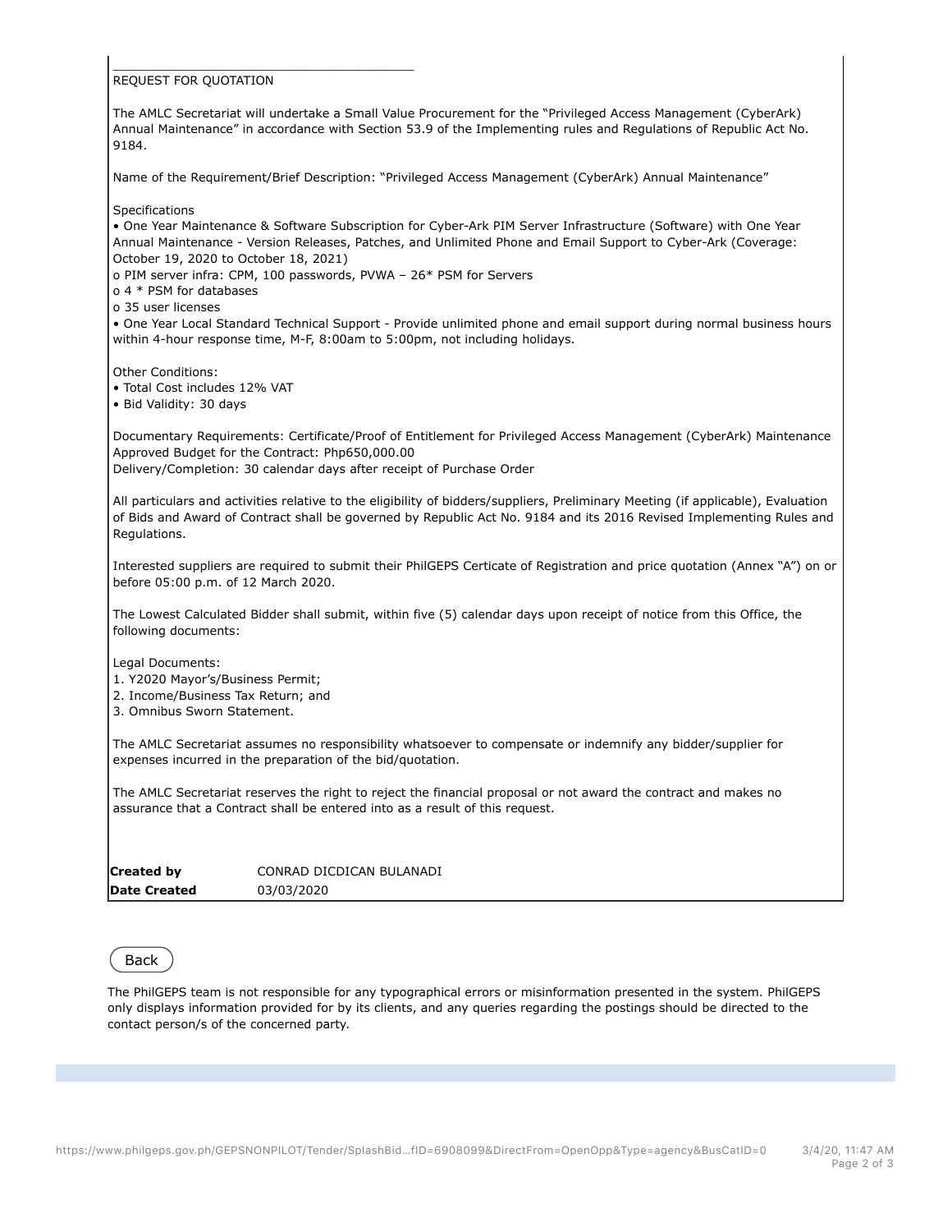REQUEST FOR QUOTATION

The AMLC Secretariat will undertake a Small Value Procurement for the "Privileged Access Management (CyberArk) Annual Maintenance" in accordance with Section 53.9 of the Implementing rules and Regulations of Republic Act No. 9184.

Name of the Requirement/Brief Description: "Privileged Access Management (CyberArk) Annual Maintenance"

Specifications

- One Year Maintenance & Software Subscription for Cyber-Ark PIM Server Infrastructure (Software) with One Year Annual Maintenance - Version Releases, Patches, and Unlimited Phone and Email Support to Cyber-Ark (Coverage: October 19, 2020 to October 18, 2021)
  - o PIM server infra: CPM, 100 passwords, PVWA – 26* PSM for Servers
  - o 4 * PSM for databases
  - o 35 user licenses
- One Year Local Standard Technical Support - Provide unlimited phone and email support during normal business hours within 4-hour response time, M-F, 8:00am to 5:00pm, not including holidays.

Other Conditions:

- Total Cost includes 12% VAT
- Bid Validity: 30 days

Documentary Requirements: Certificate/Proof of Entitlement for Privileged Access Management (CyberArk) Maintenance
Approved Budget for the Contract: Php650,000.00
Delivery/Completion: 30 calendar days after receipt of Purchase Order

All particulars and activities relative to the eligibility of bidders/suppliers, Preliminary Meeting (if applicable), Evaluation of Bids and Award of Contract shall be governed by Republic Act No. 9184 and its 2016 Revised Implementing Rules and Regulations.

Interested suppliers are required to submit their PhilGEPS Certicate of Registration and price quotation (Annex "A") on or before 05:00 p.m. of 12 March 2020.

The Lowest Calculated Bidder shall submit, within five (5) calendar days upon receipt of notice from this Office, the following documents:

Legal Documents:

1. Y2020 Mayor's/Business Permit;
2. Income/Business Tax Return; and
3. Omnibus Sworn Statement.

The AMLC Secretariat assumes no responsibility whatsoever to compensate or indemnify any bidder/supplier for expenses incurred in the preparation of the bid/quotation.

The AMLC Secretariat reserves the right to reject the financial proposal or not award the contract and makes no assurance that a Contract shall be entered into as a result of this request.

| | |
|---|---|
| **Created by** | CONRAD DICDICAN BULANADI |
| **Date Created** | 03/03/2020 |

Back

The PhilGEPS team is not responsible for any typographical errors or misinformation presented in the system. PhilGEPS only displays information provided for by its clients, and any queries regarding the postings should be directed to the contact person/s of the concerned party.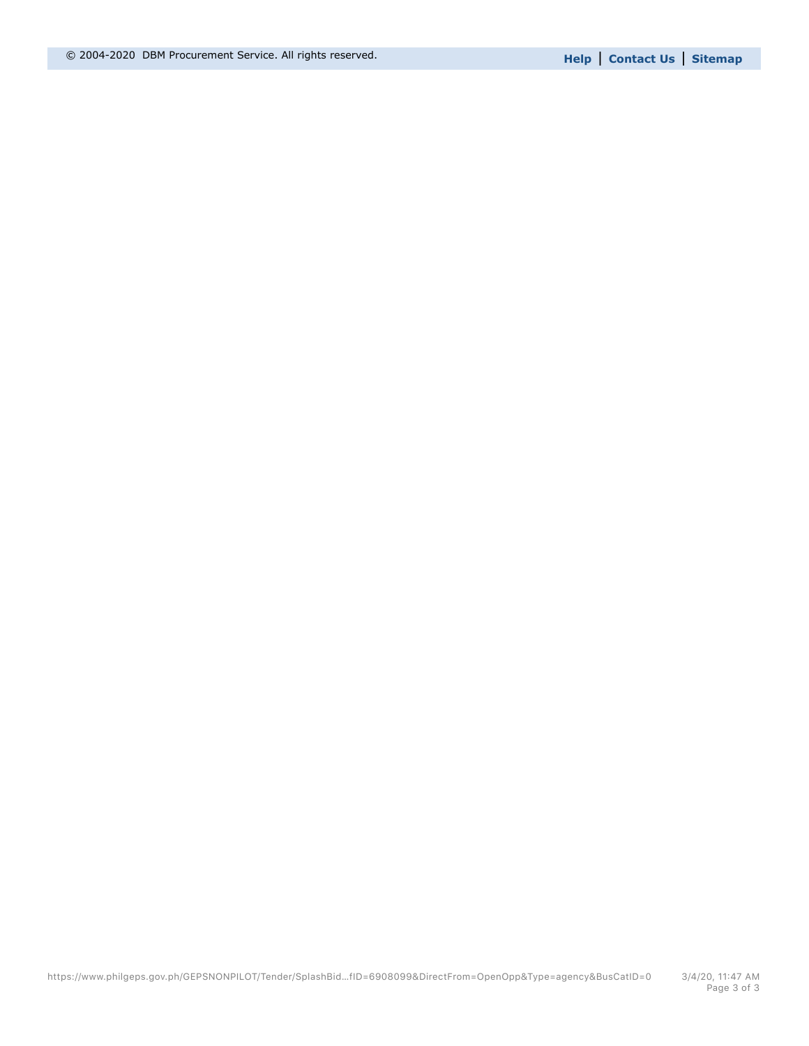© 2004-2020 DBM Procurement Service. All rights reserved.

**Help** | **Contact Us** | **Sitemap**